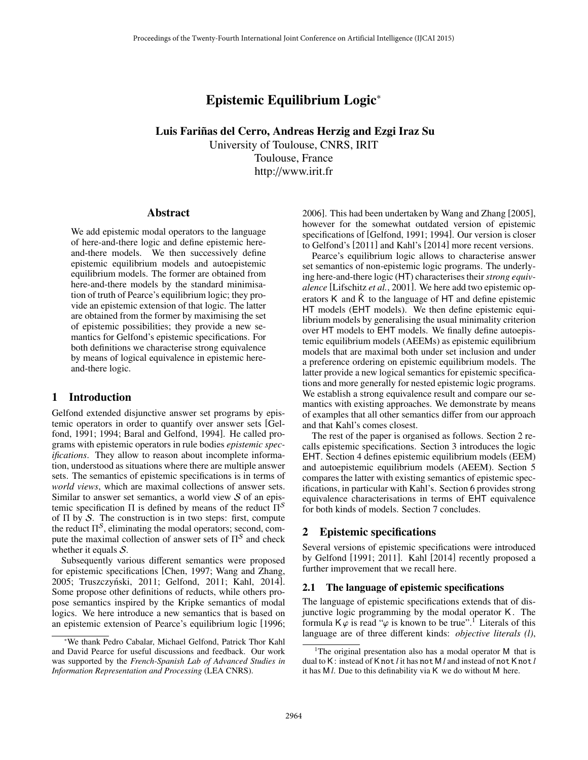# Epistemic Equilibrium Logic*

**Luis Fariñas del Cerro, Andreas Herzig and Ezgi Iraz Su**

University of Toulouse, CNRS, IRIT
Toulouse, France
http://www.irit.fr

## Abstract

We add epistemic modal operators to the language of here-and-there logic and define epistemic here-and-there models. We then successively define epistemic equilibrium models and autoepistemic equilibrium models. The former are obtained from here-and-there models by the standard minimisation of truth of Pearce's equilibrium logic; they provide an epistemic extension of that logic. The latter are obtained from the former by maximising the set of epistemic possibilities; they provide a new semantics for Gelfond's epistemic specifications. For both definitions we characterise strong equivalence by means of logical equivalence in epistemic here-and-there logic.

## 1 Introduction

Gelfond extended disjunctive answer set programs by epistemic operators in order to quantify over answer sets [Gelfond, 1991; 1994; Baral and Gelfond, 1994]. He called programs with epistemic operators in rule bodies *epistemic specifications*. They allow to reason about incomplete information, understood as situations where there are multiple answer sets. The semantics of epistemic specifications is in terms of *world views*, which are maximal collections of answer sets. Similar to answer set semantics, a world view $\mathcal{S}$ of an epistemic specification $\Pi$ is defined by means of the reduct $\Pi^{\mathcal{S}}$ of $\Pi$ by $\mathcal{S}$. The construction is in two steps: first, compute the reduct $\Pi^{\mathcal{S}}$, eliminating the modal operators; second, compute the maximal collection of answer sets of $\Pi^{\mathcal{S}}$ and check whether it equals $\mathcal{S}$.

Subsequently various different semantics were proposed for epistemic specifications [Chen, 1997; Wang and Zhang, 2005; Truszczyński, 2011; Gelfond, 2011; Kahl, 2014]. Some propose other definitions of reducts, while others propose semantics inspired by the Kripke semantics of modal logics. We here introduce a new semantics that is based on an epistemic extension of Pearce's equilibrium logic [1996; 2006]. This had been undertaken by Wang and Zhang [2005], however for the somewhat outdated version of epistemic specifications of [Gelfond, 1991; 1994]. Our version is closer to Gelfond's [2011] and Kahl's [2014] more recent versions.

Pearce's equilibrium logic allows to characterise answer set semantics of non-epistemic logic programs. The underlying here-and-there logic (HT) characterises their *strong equivalence* [Lifschitz *et al.*, 2001]. We here add two epistemic operators $\mathsf{K}$ and $\hat{\mathsf{K}}$ to the language of HT and define epistemic HT models (EHT models). We then define epistemic equilibrium models by generalising the usual minimality criterion over HT models to EHT models. We finally define autoepistemic equilibrium models (AEEMs) as epistemic equilibrium models that are maximal both under set inclusion and under a preference ordering on epistemic equilibrium models. The latter provide a new logical semantics for epistemic specifications and more generally for nested epistemic logic programs. We establish a strong equivalence result and compare our semantics with existing approaches. We demonstrate by means of examples that all other semantics differ from our approach and that Kahl's comes closest.

The rest of the paper is organised as follows. Section 2 recalls epistemic specifications. Section 3 introduces the logic EHT. Section 4 defines epistemic equilibrium models (EEM) and autoepistemic equilibrium models (AEEM). Section 5 compares the latter with existing semantics of epistemic specifications, in particular with Kahl's. Section 6 provides strong equivalence characterisations in terms of EHT equivalence for both kinds of models. Section 7 concludes.

## 2 Epistemic specifications

Several versions of epistemic specifications were introduced by Gelfond [1991; 2011]. Kahl [2014] recently proposed a further improvement that we recall here.

### 2.1 The language of epistemic specifications

The language of epistemic specifications extends that of disjunctive logic programming by the modal operator $\mathsf{K}$. The formula $\mathsf{K}\varphi$ is read "$\varphi$ is known to be true".[1] Literals of this language are of three different kinds: *objective literals (l)*,

---

*We thank Pedro Cabalar, Michael Gelfond, Patrick Thor Kahl and David Pearce for useful discussions and feedback. Our work was supported by the *French-Spanish Lab of Advanced Studies in Information Representation and Processing* (LEA CNRS).

[1] The original presentation also has a modal operator $\mathsf{M}$ that is dual to $\mathsf{K}$: instead of $\mathsf{K}\,\mathtt{not}\,l$ it has $\mathtt{not}\,\mathsf{M}\,l$ and instead of $\mathtt{not}\,\mathsf{K}\,\mathtt{not}\,l$ it has $\mathsf{M}\,l$. Due to this definability via $\mathsf{K}$ we do without $\mathsf{M}$ here.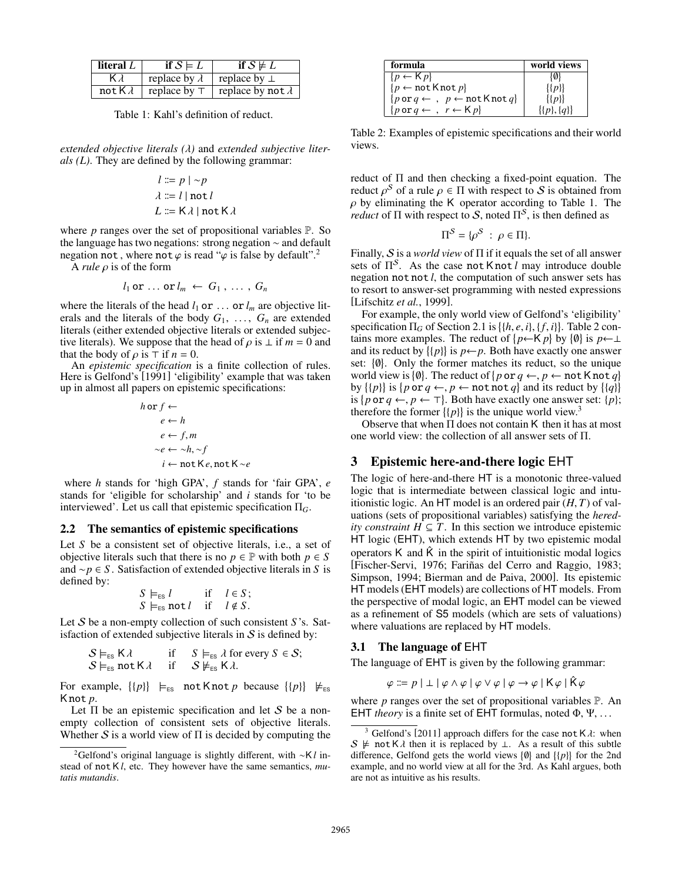| literal $L$ | if $\mathcal{S} \models L$ | if $\mathcal{S} \not\models L$ |
| --- | --- | --- |
| $\mathsf{K}\,\lambda$ | replace by $\lambda$ | replace by $\bot$ |
| $\mathtt{not}\,\mathsf{K}\,\lambda$ | replace by $\top$ | replace by $\mathtt{not}\,\lambda$ |

Table 1: Kahl's definition of reduct.

*extended objective literals* ($\lambda$) and *extended subjective literals* ($L$). They are defined by the following grammar:

$$l ::= p \mid {\sim}p$$
$$\lambda ::= l \mid \mathtt{not}\,l$$
$$L ::= \mathsf{K}\,\lambda \mid \mathtt{not}\,\mathsf{K}\,\lambda$$

where $p$ ranges over the set of propositional variables $\mathbb{P}$. So the language has two negations: strong negation $\sim$ and default negation $\mathtt{not}$, where $\mathtt{not}\,\varphi$ is read "$\varphi$ is false by default".[2]

A *rule* $\rho$ is of the form

$$l_1 \;\mathtt{or}\; \ldots \;\mathtt{or}\; l_m \;\leftarrow\; G_1 \,,\; \ldots \,,\; G_n$$

where the literals of the head $l_1 \;\mathtt{or}\; \ldots \;\mathtt{or}\; l_m$ are objective literals and the literals of the body $G_1, \ldots, G_n$ are extended literals (either extended objective literals or extended subjective literals). We suppose that the head of $\rho$ is $\bot$ if $m = 0$ and that the body of $\rho$ is $\top$ if $n = 0$.

An *epistemic specification* is a finite collection of rules. Here is Gelfond's [1991] 'eligibility' example that was taken up in almost all papers on epistemic specifications:

$$h \;\mathtt{or}\; f \leftarrow$$
$$e \leftarrow h$$
$$e \leftarrow f, m$$
$${\sim}e \leftarrow {\sim}h, {\sim}f$$
$$i \leftarrow \mathtt{not}\,\mathsf{K}\,e, \mathtt{not}\,\mathsf{K}\,{\sim}e$$

where $h$ stands for 'high GPA', $f$ stands for 'fair GPA', $e$ stands for 'eligible for scholarship' and $i$ stands for 'to be interviewed'. Let us call that epistemic specification $\Pi_G$.

### 2.2 The semantics of epistemic specifications

Let $S$ be a consistent set of objective literals, i.e., a set of objective literals such that there is no $p \in \mathbb{P}$ with both $p \in S$ and ${\sim}p \in S$. Satisfaction of extended objective literals in $S$ is defined by:

$$S \models_{\mathsf{ES}} l \quad \text{if} \quad l \in S;$$
$$S \models_{\mathsf{ES}} \mathtt{not}\,l \quad \text{if} \quad l \notin S.$$

Let $\mathcal{S}$ be a non-empty collection of such consistent $S$'s. Satisfaction of extended subjective literals in $\mathcal{S}$ is defined by:

$$\mathcal{S} \models_{\mathsf{ES}} \mathsf{K}\,\lambda \quad \text{if} \quad S \models_{\mathsf{ES}} \lambda \text{ for every } S \in \mathcal{S};$$
$$\mathcal{S} \models_{\mathsf{ES}} \mathtt{not}\,\mathsf{K}\,\lambda \quad \text{if} \quad \mathcal{S} \not\models_{\mathsf{ES}} \mathsf{K}\,\lambda.$$

For example, $\{\{p\}\} \models_{\mathsf{ES}} \mathtt{not}\,\mathsf{K}\,\mathtt{not}\,p$ because $\{\{p\}\} \not\models_{\mathsf{ES}} \mathsf{K}\,\mathtt{not}\,p$.

Let $\Pi$ be an epistemic specification and let $\mathcal{S}$ be a non-empty collection of consistent sets of objective literals. Whether $\mathcal{S}$ is a world view of $\Pi$ is decided by computing the reduct of $\Pi$ and then checking a fixed-point equation. The reduct $\rho^{\mathcal{S}}$ of a rule $\rho \in \Pi$ with respect to $\mathcal{S}$ is obtained from $\rho$ by eliminating the $\mathsf{K}$ operator according to Table 1. The *reduct* of $\Pi$ with respect to $\mathcal{S}$, noted $\Pi^{\mathcal{S}}$, is then defined as

$$\Pi^{\mathcal{S}} = \{\rho^{\mathcal{S}} \;:\; \rho \in \Pi\}.$$

Finally, $\mathcal{S}$ is a *world view* of $\Pi$ if it equals the set of all answer sets of $\Pi^{\mathcal{S}}$. As the case $\mathtt{not}\,\mathsf{K}\,\mathtt{not}\,l$ may introduce double negation $\mathtt{not}\,\mathtt{not}\,l$, the computation of such answer sets has to resort to answer-set programming with nested expressions [Lifschitz *et al.*, 1999].

For example, the only world view of Gelfond's 'eligibility' specification $\Pi_G$ of Section 2.1 is $\{\{h, e, i\}, \{f, i\}\}$. Table 2 contains more examples. The reduct of $\{p \leftarrow \mathsf{K}\,p\}$ by $\{\emptyset\}$ is $p \leftarrow \bot$ and its reduct by $\{\{p\}\}$ is $p \leftarrow p$. Both have exactly one answer set: $\{\emptyset\}$. Only the former matches its reduct, so the unique world view is $\{\emptyset\}$. The reduct of $\{p \;\mathtt{or}\; q \leftarrow, p \leftarrow \mathtt{not}\,\mathsf{K}\,\mathtt{not}\,q\}$ by $\{\{p\}\}$ is $\{p \;\mathtt{or}\; q \leftarrow, p \leftarrow \mathtt{not}\,\mathtt{not}\,q\}$ and its reduct by $\{\{q\}\}$ is $\{p \;\mathtt{or}\; q \leftarrow, p \leftarrow \top\}$. Both have exactly one answer set: $\{p\}$; therefore the former $\{\{p\}\}$ is the unique world view.[3]

Observe that when $\Pi$ does not contain $\mathsf{K}$ then it has at most one world view: the collection of all answer sets of $\Pi$.

| formula | world views |
| --- | --- |
| $\{p \leftarrow \mathsf{K}\,p\}$ | $\{\emptyset\}$ |
| $\{p \leftarrow \mathtt{not}\,\mathsf{K}\,\mathtt{not}\,p\}$ | $\{\{p\}\}$ |
| $\{p \;\mathtt{or}\; q \leftarrow \;,\;\; p \leftarrow \mathtt{not}\,\mathsf{K}\,\mathtt{not}\,q\}$ | $\{\{p\}\}$ |
| $\{p \;\mathtt{or}\; q \leftarrow \;,\;\; r \leftarrow \mathsf{K}\,p\}$ | $\{\{p\}, \{q\}\}$ |

Table 2: Examples of epistemic specifications and their world views.

## 3 Epistemic here-and-there logic EHT

The logic of here-and-there HT is a monotonic three-valued logic that is intermediate between classical logic and intuitionistic logic. An HT model is an ordered pair $(H, T)$ of valuations (sets of propositional variables) satisfying the *heredity constraint* $H \subseteq T$. In this section we introduce epistemic HT logic (EHT), which extends HT by two epistemic modal operators $\mathsf{K}$ and $\hat{\mathsf{K}}$ in the spirit of intuitionistic modal logics [Fischer-Servi, 1976; Fariñas del Cerro and Raggio, 1983; Simpson, 1994; Bierman and de Paiva, 2000]. Its epistemic HT models (EHT models) are collections of HT models. From the perspective of modal logic, an EHT model can be viewed as a refinement of S5 models (which are sets of valuations) where valuations are replaced by HT models.

### 3.1 The language of EHT

The language of EHT is given by the following grammar:

$$\varphi ::= p \mid \bot \mid \varphi \wedge \varphi \mid \varphi \vee \varphi \mid \varphi \rightarrow \varphi \mid \mathsf{K}\,\varphi \mid \hat{\mathsf{K}}\,\varphi$$

where $p$ ranges over the set of propositional variables $\mathbb{P}$. An EHT *theory* is a finite set of EHT formulas, noted $\Phi, \Psi, \ldots$

[2] Gelfond's original language is slightly different, with ${\sim}\mathsf{K}\,l$ instead of $\mathtt{not}\,\mathsf{K}\,l$, etc. They however have the same semantics, *mutatis mutandis*.

[3] Gelfond's [2011] approach differs for the case $\mathtt{not}\,\mathsf{K}\,\lambda$: when $\mathcal{S} \not\models \mathtt{not}\,\mathsf{K}\,\lambda$ then it is replaced by $\bot$. As a result of this subtle difference, Gelfond gets the world views $\{\emptyset\}$ and $\{\{p\}\}$ for the 2nd example, and no world view at all for the 3rd. As Kahl argues, both are not as intuitive as his results.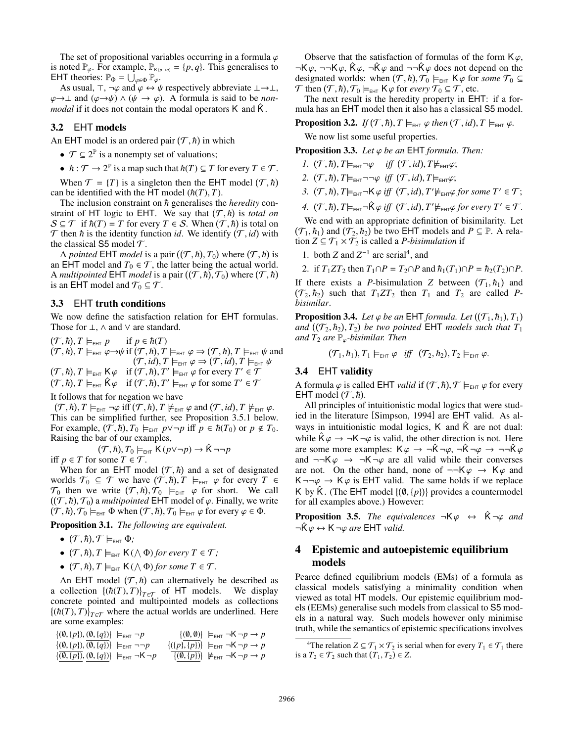The set of propositional variables occurring in a formula $\varphi$ is noted $\mathbb{P}_\varphi$. For example, $\mathbb{P}_{\mathsf{K}(p \to q)} = \{p, q\}$. This generalises to EHT theories: $\mathbb{P}_\Phi = \bigcup_{\varphi \in \Phi} \mathbb{P}_\varphi$.

As usual, $\top$, $\neg\varphi$ and $\varphi \leftrightarrow \psi$ respectively abbreviate $\bot \to \bot$, $\varphi \to \bot$ and $(\varphi \to \psi) \wedge (\psi \to \varphi)$. A formula is said to be *non-modal* if it does not contain the modal operators $\mathsf{K}$ and $\hat{\mathsf{K}}$.

### 3.2 EHT models

An EHT model is an ordered pair $(\mathcal{T}, \hbar)$ in which

- $\mathcal{T} \subseteq 2^{\mathbb{P}}$ is a nonempty set of valuations;
- $\hbar : \mathcal{T} \to 2^{\mathbb{P}}$ is a map such that $\hbar(T) \subseteq T$ for every $T \in \mathcal{T}$.

When $\mathcal{T} = \{T\}$ is a singleton then the EHT model $(\mathcal{T}, \hbar)$ can be identified with the HT model $(\hbar(T), T)$.

The inclusion constraint on $\hbar$ generalises the *heredity* constraint of HT logic to EHT. We say that $(\mathcal{T}, \hbar)$ is *total on* $\mathcal{S} \subseteq \mathcal{T}$ if $\hbar(T) = T$ for every $T \in \mathcal{S}$. When $(\mathcal{T}, \hbar)$ is total on $\mathcal{T}$ then $\hbar$ is the identity function $id$. We identify $(\mathcal{T}, id)$ with the classical S5 model $\mathcal{T}$.

A *pointed* EHT *model* is a pair $((\mathcal{T}, \hbar), T_0)$ where $(\mathcal{T}, \hbar)$ is an EHT model and $T_0 \in \mathcal{T}$, the latter being the actual world. A *multipointed* EHT *model* is a pair $((\mathcal{T}, \hbar), \mathcal{T}_0)$ where $(\mathcal{T}, \hbar)$ is an EHT model and $\mathcal{T}_0 \subseteq \mathcal{T}$.

### 3.3 EHT truth conditions

We now define the satisfaction relation for EHT formulas. Those for $\bot$, $\wedge$ and $\vee$ are standard.

$(\mathcal{T}, \hbar), T \models_{\mathsf{EHT}} p$ if $p \in \hbar(T)$

$(\mathcal{T}, \hbar), T \models_{\mathsf{EHT}} \varphi \to \psi$ if $(\mathcal{T}, \hbar), T \models_{\mathsf{EHT}} \varphi \Rightarrow (\mathcal{T}, \hbar), T \models_{\mathsf{EHT}} \psi$ and $(\mathcal{T}, id), T \models_{\mathsf{EHT}} \varphi \Rightarrow (\mathcal{T}, id), T \models_{\mathsf{EHT}} \psi$

$(\mathcal{T}, \hbar), T \models_{\mathsf{EHT}} \mathsf{K}\varphi$ if $(\mathcal{T}, \hbar), T' \models_{\mathsf{EHT}} \varphi$ for every $T' \in \mathcal{T}$

$(\mathcal{T}, \hbar), T \models_{\mathsf{EHT}} \hat{\mathsf{K}}\varphi$ if $(\mathcal{T}, \hbar), T' \models_{\mathsf{EHT}} \varphi$ for some $T' \in \mathcal{T}$

It follows that for negation we have

$(\mathcal{T}, \hbar), T \models_{\mathsf{EHT}} \neg\varphi$ iff $(\mathcal{T}, \hbar), T \not\models_{\mathsf{EHT}} \varphi$ and $(\mathcal{T}, id), T \not\models_{\mathsf{EHT}} \varphi$. This can be simplified further, see Proposition 3.5.1 below. For example, $(\mathcal{T}, \hbar), T_0 \models_{\mathsf{EHT}} p \vee \neg p$ iff $p \in \hbar(T_0)$ or $p \notin T_0$. Raising the bar of our examples,

$$(\mathcal{T}, \hbar), T_0 \models_{\mathsf{EHT}} \mathsf{K}(p \vee \neg p) \to \hat{\mathsf{K}}\neg\neg p$$

iff $p \in T$ for some $T \in \mathcal{T}$.

When for an EHT model $(\mathcal{T}, \hbar)$ and a set of designated worlds $\mathcal{T}_0 \subseteq \mathcal{T}$ we have $(\mathcal{T}, \hbar), T \models_{\mathsf{EHT}} \varphi$ for every $T \in \mathcal{T}_0$ then we write $(\mathcal{T}, \hbar), \mathcal{T}_0 \models_{\mathsf{EHT}} \varphi$ for short. We call $((\mathcal{T}, \hbar), \mathcal{T}_0)$ a *multipointed* EHT model of $\varphi$. Finally, we write $(\mathcal{T}, \hbar), \mathcal{T}_0 \models_{\mathsf{EHT}} \Phi$ when $(\mathcal{T}, \hbar), \mathcal{T}_0 \models_{\mathsf{EHT}} \varphi$ for every $\varphi \in \Phi$.

**Proposition 3.1.** *The following are equivalent.*

- $(\mathcal{T}, \hbar), \mathcal{T} \models_{\mathsf{EHT}} \Phi$*;*
- $(\mathcal{T}, \hbar), T \models_{\mathsf{EHT}} \mathsf{K}(\bigwedge \Phi)$ *for every* $T \in \mathcal{T}$*;*
- $(\mathcal{T}, \hbar), T \models_{\mathsf{EHT}} \mathsf{K}(\bigwedge \Phi)$ *for some* $T \in \mathcal{T}$*.*

An EHT model $(\mathcal{T}, \hbar)$ can alternatively be described as a collection $\{(\hbar(T), T)\}_{T \in \mathcal{T}}$ of HT models. We display concrete pointed and multipointed models as collections $\{(\hbar(T), T)\}_{T \in \mathcal{T}}$ where the actual worlds are underlined. Here are some examples:

$\{(\emptyset, \{p\}), \underline{(\emptyset, \{q\})}\} \models_{\mathsf{EHT}} \neg p$

$\{(\emptyset, \{p\}), \underline{(\emptyset, \{q\})}\} \models_{\mathsf{EHT}} \neg\neg p$

$\{\underline{(\emptyset, \{p\})}, \underline{(\emptyset, \{q\})}\} \models_{\mathsf{EHT}} \neg\mathsf{K}\neg p$

$\{\underline{(\emptyset, \emptyset)}\} \models_{\mathsf{EHT}} \neg\mathsf{K}\neg p \to p$

$\{\underline{(\{p\}, \{p\})}\} \models_{\mathsf{EHT}} \neg\mathsf{K}\neg p \to p$

$\{\underline{(\emptyset, \{p\})}\} \not\models_{\mathsf{EHT}} \neg\mathsf{K}\neg p \to p$

Observe that the satisfaction of formulas of the form $\mathsf{K}\varphi$, $\neg\mathsf{K}\varphi$, $\neg\neg\mathsf{K}\varphi$, $\hat{\mathsf{K}}\varphi$, $\neg\hat{\mathsf{K}}\varphi$ and $\neg\neg\hat{\mathsf{K}}\varphi$ does not depend on the designated worlds: when $(\mathcal{T}, \hbar), \mathcal{T}_0 \models_{\mathsf{EHT}} \mathsf{K}\varphi$ for *some* $\mathcal{T}_0 \subseteq \mathcal{T}$ then $(\mathcal{T}, \hbar), \mathcal{T}_0 \models_{\mathsf{EHT}} \mathsf{K}\varphi$ for *every* $\mathcal{T}_0 \subseteq \mathcal{T}$, etc.

The next result is the heredity property in EHT: if a formula has an EHT model then it also has a classical S5 model.

**Proposition 3.2.** *If* $(\mathcal{T}, \hbar), T \models_{\mathsf{EHT}} \varphi$ *then* $(\mathcal{T}, id), T \models_{\mathsf{EHT}} \varphi$*.*

We now list some useful properties.

**Proposition 3.3.** *Let* $\varphi$ *be an* EHT *formula. Then:*

1. $(\mathcal{T}, \hbar), T \models_{\mathsf{EHT}} \neg\varphi$ *iff* $(\mathcal{T}, id), T \not\models_{\mathsf{EHT}} \varphi$*;*
2. $(\mathcal{T}, \hbar), T \models_{\mathsf{EHT}} \neg\neg\varphi$ *iff* $(\mathcal{T}, id), T \models_{\mathsf{EHT}} \varphi$*;*
3. $(\mathcal{T}, \hbar), T \models_{\mathsf{EHT}} \neg\mathsf{K}\varphi$ *iff* $(\mathcal{T}, id), T' \not\models_{\mathsf{EHT}} \varphi$ *for some* $T' \in \mathcal{T}$*;*
4. $(\mathcal{T}, \hbar), T \models_{\mathsf{EHT}} \neg\hat{\mathsf{K}}\varphi$ *iff* $(\mathcal{T}, id), T' \not\models_{\mathsf{EHT}} \varphi$ *for every* $T' \in \mathcal{T}$*.*

We end with an appropriate definition of bisimilarity. Let $(\mathcal{T}_1, \hbar_1)$ and $(\mathcal{T}_2, \hbar_2)$ be two EHT models and $P \subseteq \mathbb{P}$. A relation $Z \subseteq \mathcal{T}_1 \times \mathcal{T}_2$ is called a *P-bisimulation* if

1. both $Z$ and $Z^{-1}$ are serial[4], and
2. if $T_1 Z T_2$ then $T_1 \cap P = T_2 \cap P$ and $\hbar_1(T_1) \cap P = \hbar_2(T_2) \cap P$.

If there exists a $P$-bisimulation $Z$ between $(\mathcal{T}_1, \hbar_1)$ and $(\mathcal{T}_2, \hbar_2)$ such that $T_1 Z T_2$ then $T_1$ and $T_2$ are called *P-bisimilar*.

**Proposition 3.4.** *Let* $\varphi$ *be an* EHT *formula. Let* $((\mathcal{T}_1, \hbar_1), T_1)$ *and* $((\mathcal{T}_2, \hbar_2), T_2)$ *be two pointed* EHT *models such that* $T_1$ *and* $T_2$ *are* $\mathbb{P}_\varphi$*-bisimilar. Then*

$$(\mathcal{T}_1, \hbar_1), T_1 \models_{\mathsf{EHT}} \varphi \quad \textit{iff} \quad (\mathcal{T}_2, \hbar_2), T_2 \models_{\mathsf{EHT}} \varphi.$$

### 3.4 EHT validity

A formula $\varphi$ is called EHT *valid* if $(\mathcal{T}, \hbar), \mathcal{T} \models_{\mathsf{EHT}} \varphi$ for every EHT model $(\mathcal{T}, \hbar)$.

All principles of intuitionistic modal logics that were studied in the literature [Simpson, 1994] are EHT valid. As always in intuitionistic modal logics, $\mathsf{K}$ and $\hat{\mathsf{K}}$ are not dual: while $\hat{\mathsf{K}}\varphi \to \neg\mathsf{K}\neg\varphi$ is valid, the other direction is not. Here are some more examples: $\mathsf{K}\varphi \to \neg\hat{\mathsf{K}}\neg\varphi$, $\neg\hat{\mathsf{K}}\neg\varphi \to \neg\neg\hat{\mathsf{K}}\varphi$ and $\neg\neg\mathsf{K}\varphi \to \neg\mathsf{K}\neg\varphi$ are all valid while their converses are not. On the other hand, none of $\neg\neg\mathsf{K}\varphi \to \mathsf{K}\varphi$ and $\mathsf{K}\neg\neg\varphi \to \mathsf{K}\varphi$ is EHT valid. The same holds if we replace $\mathsf{K}$ by $\hat{\mathsf{K}}$. (The EHT model $\{(\emptyset, \{p\})\}$ provides a countermodel for all examples above.) However:

**Proposition 3.5.** *The equivalences* $\neg\mathsf{K}\varphi \leftrightarrow \hat{\mathsf{K}}\neg\varphi$ *and* $\neg\hat{\mathsf{K}}\varphi \leftrightarrow \mathsf{K}\neg\varphi$ *are* EHT *valid.*

## 4 Epistemic and autoepistemic equilibrium models

Pearce defined equilibrium models (EMs) of a formula as classical models satisfying a minimality condition when viewed as total HT models. Our epistemic equilibrium models (EEMs) generalise such models from classical to S5 models in a natural way. Such models however only minimise truth, while the semantics of epistemic specifications involves

[4] The relation $Z \subseteq \mathcal{T}_1 \times \mathcal{T}_2$ is serial when for every $T_1 \in \mathcal{T}_1$ there is a $T_2 \in \mathcal{T}_2$ such that $(T_1, T_2) \in Z$.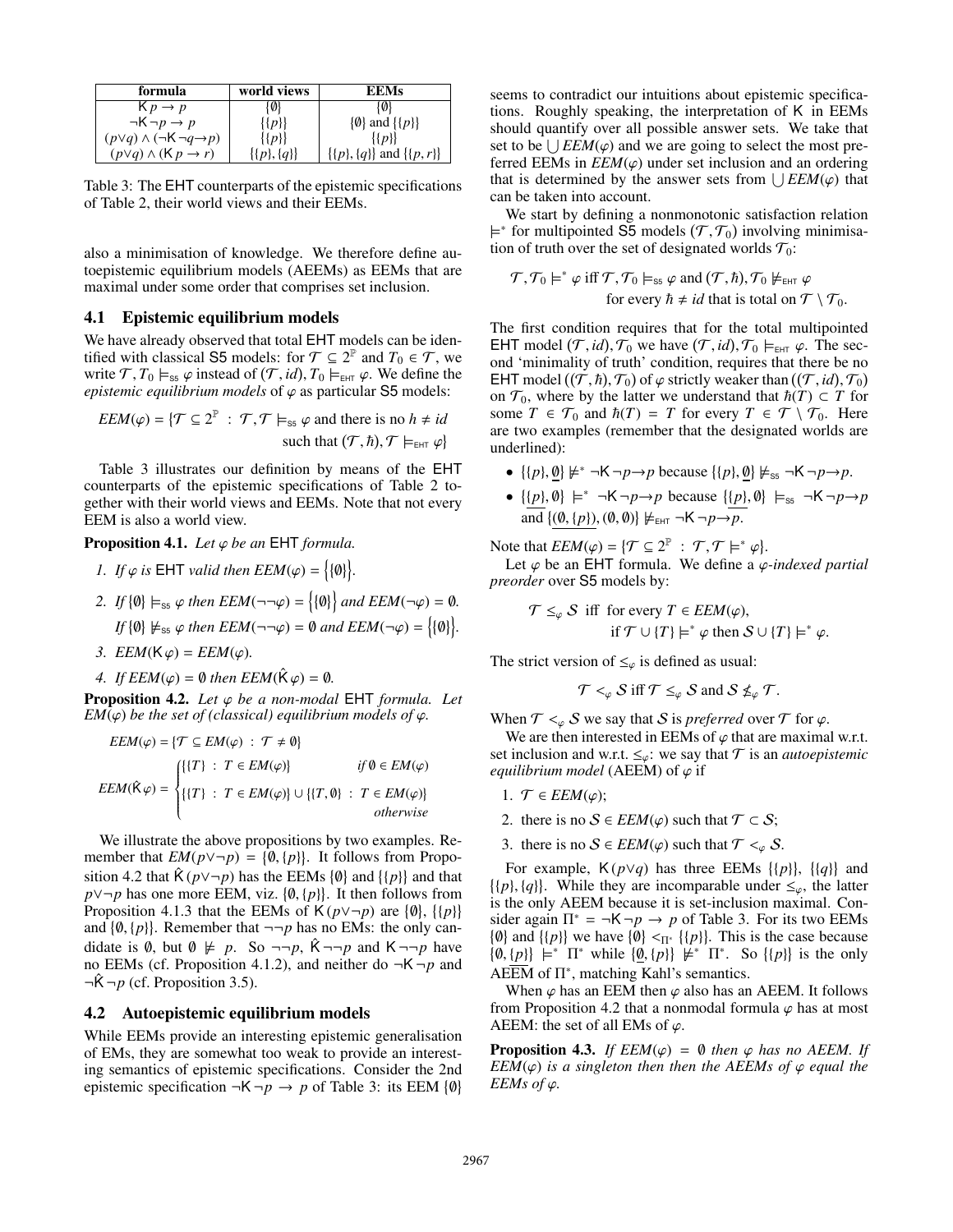| formula | world views | EEMs |
| --- | --- | --- |
| $\mathsf{K}\,p \rightarrow p$ | $\{\emptyset\}$ | $\{\emptyset\}$ |
| $\neg\mathsf{K}\,\neg p \rightarrow p$ | $\{\{p\}\}$ | $\{\emptyset\}$ and $\{\{p\}\}$ |
| $(p\vee q) \wedge (\neg\mathsf{K}\,\neg q \rightarrow p)$ | $\{\{p\}\}$ | $\{\{p\}\}$ |
| $(p\vee q) \wedge (\mathsf{K}\,p \rightarrow r)$ | $\{\{p\},\{q\}\}$ | $\{\{p\},\{q\}\}$ and $\{\{p,r\}\}$ |

Table 3: The EHT counterparts of the epistemic specifications of Table 2, their world views and their EEMs.

also a minimisation of knowledge. We therefore define autoepistemic equilibrium models (AEEMs) as EEMs that are maximal under some order that comprises set inclusion.

## 4.1 Epistemic equilibrium models

We have already observed that total EHT models can be identified with classical S5 models: for $\mathcal{T} \subseteq 2^{\mathbb{P}}$ and $T_0 \in \mathcal{T}$, we write $\mathcal{T}, T_0 \models_{\mathsf{S5}} \varphi$ instead of $(\mathcal{T}, id), T_0 \models_{\mathsf{EHT}} \varphi$. We define the *epistemic equilibrium models* of $\varphi$ as particular S5 models:

$$EEM(\varphi) = \{\mathcal{T} \subseteq 2^{\mathbb{P}} \ : \ \mathcal{T},\mathcal{T} \models_{\mathsf{S5}} \varphi \text{ and there is no } h \neq id \text{ such that } (\mathcal{T},\hbar),\mathcal{T} \models_{\mathsf{EHT}} \varphi\}$$

Table 3 illustrates our definition by means of the EHT counterparts of the epistemic specifications of Table 2 together with their world views and EEMs. Note that not every EEM is also a world view.

**Proposition 4.1.** *Let $\varphi$ be an* EHT *formula.*

1. *If $\varphi$ is* EHT *valid then $EEM(\varphi) = \{\{\emptyset\}\}$.*
2. *If $\{\emptyset\} \models_{\mathsf{S5}} \varphi$ then $EEM(\neg\neg\varphi) = \{\{\emptyset\}\}$ and $EEM(\neg\varphi) = \emptyset$.*
   *If $\{\emptyset\} \not\models_{\mathsf{S5}} \varphi$ then $EEM(\neg\neg\varphi) = \emptyset$ and $EEM(\neg\varphi) = \{\{\emptyset\}\}$.*
3. *$EEM(\mathsf{K}\,\varphi) = EEM(\varphi)$.*
4. *If $EEM(\varphi) = \emptyset$ then $EEM(\hat{\mathsf{K}}\,\varphi) = \emptyset$.*

**Proposition 4.2.** *Let $\varphi$ be a non-modal* EHT *formula. Let $EM(\varphi)$ be the set of (classical) equilibrium models of $\varphi$.*

$$EEM(\varphi) = \{\mathcal{T} \subseteq EM(\varphi) \ : \ \mathcal{T} \neq \emptyset\}$$

$$EEM(\hat{\mathsf{K}}\,\varphi) = \begin{cases} \{\{T\} \ : \ T \in EM(\varphi)\} & \text{if } \emptyset \in EM(\varphi) \\ \{\{T\} \ : \ T \in EM(\varphi)\} \cup \{\{T,\emptyset\} \ : \ T \in EM(\varphi)\} & \text{otherwise} \end{cases}$$

We illustrate the above propositions by two examples. Remember that $EM(p\vee\neg p) = \{\emptyset, \{p\}\}$. It follows from Proposition 4.2 that $\hat{\mathsf{K}}\,(p\vee\neg p)$ has the EEMs $\{\emptyset\}$ and $\{\{p\}\}$ and that $p\vee\neg p$ has one more EEM, viz. $\{\emptyset, \{p\}\}$. It then follows from Proposition 4.1.3 that the EEMs of $\mathsf{K}\,(p\vee\neg p)$ are $\{\emptyset\}$, $\{\{p\}\}$ and $\{\emptyset, \{p\}\}$. Remember that $\neg\neg p$ has no EMs: the only candidate is $\emptyset$, but $\emptyset \not\models p$. So $\neg\neg p$, $\hat{\mathsf{K}}\,\neg\neg p$ and $\mathsf{K}\,\neg\neg p$ have no EEMs (cf. Proposition 4.1.2), and neither do $\neg\mathsf{K}\,\neg p$ and $\neg\hat{\mathsf{K}}\,\neg p$ (cf. Proposition 3.5).

## 4.2 Autoepistemic equilibrium models

While EEMs provide an interesting epistemic generalisation of EMs, they are somewhat too weak to provide an interesting semantics of epistemic specifications. Consider the 2nd epistemic specification $\neg\mathsf{K}\,\neg p \rightarrow p$ of Table 3: its EEM $\{\emptyset\}$ seems to contradict our intuitions about epistemic specifications. Roughly speaking, the interpretation of $\mathsf{K}$ in EEMs should quantify over all possible answer sets. We take that set to be $\bigcup EEM(\varphi)$ and we are going to select the most preferred EEMs in $EEM(\varphi)$ under set inclusion and an ordering that is determined by the answer sets from $\bigcup EEM(\varphi)$ that can be taken into account.

We start by defining a nonmonotonic satisfaction relation $\models^*$ for multipointed S5 models $(\mathcal{T}, \mathcal{T}_0)$ involving minimisation of truth over the set of designated worlds $\mathcal{T}_0$:

$$\mathcal{T},\mathcal{T}_0 \models^* \varphi \text{ iff } \mathcal{T},\mathcal{T}_0 \models_{\mathsf{S5}} \varphi \text{ and } (\mathcal{T},\hbar),\mathcal{T}_0 \not\models_{\mathsf{EHT}} \varphi \text{ for every } \hbar \neq id \text{ that is total on } \mathcal{T} \setminus \mathcal{T}_0.$$

The first condition requires that for the total multipointed EHT model $(\mathcal{T}, id), \mathcal{T}_0$ we have $(\mathcal{T}, id), \mathcal{T}_0 \models_{\mathsf{EHT}} \varphi$. The second 'minimality of truth' condition, requires that there be no EHT model $((\mathcal{T},\hbar),\mathcal{T}_0)$ of $\varphi$ strictly weaker than $((\mathcal{T}, id), \mathcal{T}_0)$ on $\mathcal{T}_0$, where by the latter we understand that $\hbar(T) \subset T$ for some $T \in \mathcal{T}_0$ and $\hbar(T) = T$ for every $T \in \mathcal{T} \setminus \mathcal{T}_0$. Here are two examples (remember that the designated worlds are underlined):

- $\{\{p\},\underline{\emptyset}\} \not\models^* \neg\mathsf{K}\,\neg p\rightarrow p$ because $\{\{p\},\underline{\emptyset}\} \not\models_{\mathsf{S5}} \neg\mathsf{K}\,\neg p\rightarrow p$.
- $\{\underline{\{p\}},\emptyset\} \models^* \neg\mathsf{K}\,\neg p\rightarrow p$ because $\{\underline{\{p\}},\emptyset\} \models_{\mathsf{S5}} \neg\mathsf{K}\,\neg p\rightarrow p$ and $\{\underline{(\emptyset,\{p\})},(\emptyset,\emptyset)\} \not\models_{\mathsf{EHT}} \neg\mathsf{K}\,\neg p\rightarrow p$.

Note that $EEM(\varphi) = \{\mathcal{T} \subseteq 2^{\mathbb{P}} \ : \ \mathcal{T},\mathcal{T} \models^* \varphi\}$.

Let $\varphi$ be an EHT formula. We define a *$\varphi$-indexed partial preorder* over S5 models by:

$$\mathcal{T} \leq_\varphi \mathcal{S} \text{ iff for every } T \in EEM(\varphi), \text{ if } \mathcal{T}\cup\{T\} \models^* \varphi \text{ then } \mathcal{S}\cup\{T\} \models^* \varphi.$$

The strict version of $\leq_\varphi$ is defined as usual:

$$\mathcal{T} <_\varphi \mathcal{S} \text{ iff } \mathcal{T} \leq_\varphi \mathcal{S} \text{ and } \mathcal{S} \not\leq_\varphi \mathcal{T}.$$

When $\mathcal{T} <_\varphi \mathcal{S}$ we say that $\mathcal{S}$ is *preferred* over $\mathcal{T}$ for $\varphi$.

We are then interested in EEMs of $\varphi$ that are maximal w.r.t. set inclusion and w.r.t. $\leq_\varphi$: we say that $\mathcal{T}$ is an *autoepistemic equilibrium model* (AEEM) of $\varphi$ if

1. $\mathcal{T} \in EEM(\varphi)$;
2. there is no $\mathcal{S} \in EEM(\varphi)$ such that $\mathcal{T} \subset \mathcal{S}$;
3. there is no $\mathcal{S} \in EEM(\varphi)$ such that $\mathcal{T} <_\varphi \mathcal{S}$.

For example, $\mathsf{K}\,(p\vee q)$ has three EEMs $\{\{p\}\}$, $\{\{q\}\}$ and $\{\{p\},\{q\}\}$. While they are incomparable under $\leq_\varphi$, the latter is the only AEEM because it is set-inclusion maximal. Consider again $\Pi^* = \neg\mathsf{K}\,\neg p \rightarrow p$ of Table 3. For its two EEMs $\{\emptyset\}$ and $\{\{p\}\}$ we have $\{\emptyset\} <_{\Pi^*} \{\{p\}\}$. This is the case because $\{\emptyset, \underline{\{p\}}\} \models^* \Pi^*$ while $\{\underline{\emptyset}, \{p\}\} \not\models^* \Pi^*$. So $\{\{p\}\}$ is the only AEEM of $\Pi^*$, matching Kahl's semantics.

When $\varphi$ has an EEM then $\varphi$ also has an AEEM. It follows from Proposition 4.2 that a nonmodal formula $\varphi$ has at most AEEM: the set of all EMs of $\varphi$.

**Proposition 4.3.** *If $EEM(\varphi) = \emptyset$ then $\varphi$ has no AEEM. If $EEM(\varphi)$ is a singleton then then the AEEMs of $\varphi$ equal the EEMs of $\varphi$.*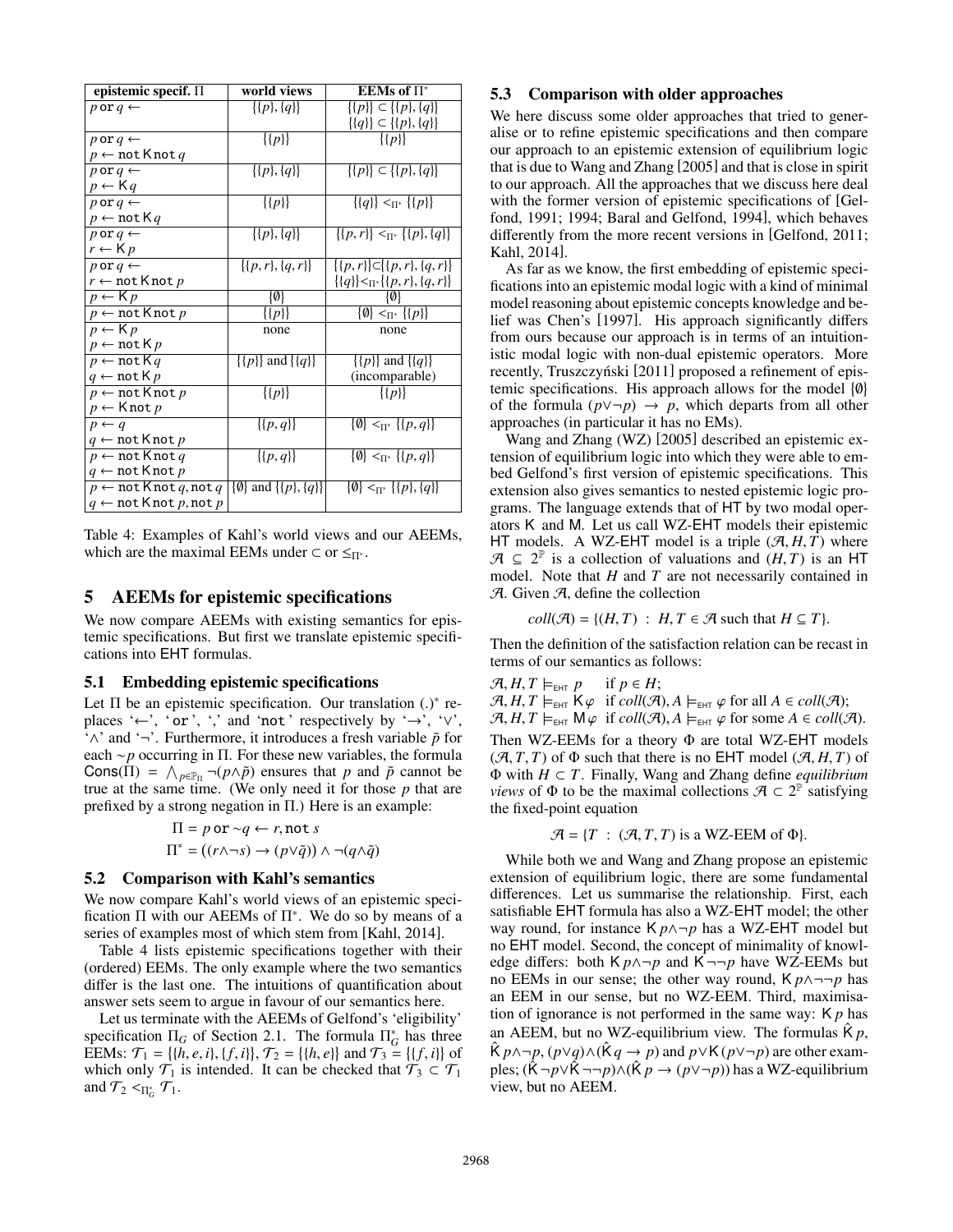| epistemic specif. $\Pi$ | world views | EEMs of $\Pi^*$ |
|---|---|---|
| $p$ or $q$ ← | $\{\{p\},\{q\}\}$ | $\{\{p\}\} \subset \{\{p\},\{q\}\}$ <br> $\{\{q\}\} \subset \{\{p\},\{q\}\}$ |
| $p$ or $q$ ← <br> $p$ ← not K not $q$ | $\{\{p\}\}$ | $\{\{p\}\}$ |
| $p$ or $q$ ← <br> $p$ ← K $q$ | $\{\{p\},\{q\}\}$ | $\{\{p\}\} \subset \{\{p\},\{q\}\}$ |
| $p$ or $q$ ← <br> $p$ ← not K $q$ | $\{\{p\}\}$ | $\{\{q\}\} <_{\Pi^*} \{\{p\}\}$ |
| $p$ or $q$ ← <br> $r$ ← K $p$ | $\{\{p\},\{q\}\}$ | $\{\{p,r\}\} <_{\Pi^*} \{\{p\},\{q\}\}$ |
| $p$ or $q$ ← <br> $r$ ← not K not $p$ | $\{\{p,r\},\{q,r\}\}$ | $\{\{p,r\}\}\subset\{\{p,r\},\{q,r\}\}$ <br> $\{\{q\}\}<_{\Pi^*}\{\{p,r\},\{q,r\}\}$ |
| $p$ ← K $p$ | $\{\emptyset\}$ | $\{\emptyset\}$ |
| $p$ ← not K not $p$ | $\{\{p\}\}$ | $\{\emptyset\} <_{\Pi^*} \{\{p\}\}$ |
| $p$ ← K $p$ <br> $p$ ← not K $p$ | none | none |
| $p$ ← not K $q$ <br> $q$ ← not K $p$ | $\{\{p\}\}$ and $\{\{q\}\}$ | $\{\{p\}\}$ and $\{\{q\}\}$ <br> (incomparable) |
| $p$ ← not K not $p$ <br> $p$ ← K not $p$ | $\{\{p\}\}$ | $\{\{p\}\}$ |
| $p$ ← $q$ <br> $q$ ← not K not $p$ | $\{\{p,q\}\}$ | $\{\emptyset\} <_{\Pi^*} \{\{p,q\}\}$ |
| $p$ ← not K not $q$ <br> $q$ ← not K not $p$ | $\{\{p,q\}\}$ | $\{\emptyset\} <_{\Pi^*} \{\{p,q\}\}$ |
| $p$ ← not K not $q$, not $q$ <br> $q$ ← not K not $p$, not $p$ | $\{\emptyset\}$ and $\{\{p\},\{q\}\}$ | $\{\emptyset\} <_{\Pi^*} \{\{p\},\{q\}\}$ |

Table 4: Examples of Kahl's world views and our AEEMs, which are the maximal EEMs under $\subset$ or $\leq_{\Pi^*}$.

## 5 AEEMs for epistemic specifications

We now compare AEEMs with existing semantics for epistemic specifications. But first we translate epistemic specifications into EHT formulas.

### 5.1 Embedding epistemic specifications

Let $\Pi$ be an epistemic specification. Our translation $(.)^*$ replaces '←', ' or ', ',' and 'not ' respectively by '→', '∨', '∧' and '¬'. Furthermore, it introduces a fresh variable $\tilde{p}$ for each $\sim p$ occurring in $\Pi$. For these new variables, the formula $\mathsf{Cons}(\Pi) = \bigwedge_{p \in \mathbb{P}_\Pi} \neg(p \wedge \tilde{p})$ ensures that $p$ and $\tilde{p}$ cannot be true at the same time. (We only need it for those $p$ that are prefixed by a strong negation in $\Pi$.) Here is an example:

$$\Pi = p \text{ or } \sim q \leftarrow r, \text{not } s$$

$$\Pi^* = ((r \wedge \neg s) \rightarrow (p \vee \tilde{q})) \wedge \neg(q \wedge \tilde{q})$$

### 5.2 Comparison with Kahl's semantics

We now compare Kahl's world views of an epistemic specification $\Pi$ with our AEEMs of $\Pi^*$. We do so by means of a series of examples most of which stem from [Kahl, 2014].

Table 4 lists epistemic specifications together with their (ordered) EEMs. The only example where the two semantics differ is the last one. The intuitions of quantification about answer sets seem to argue in favour of our semantics here.

Let us terminate with the AEEMs of Gelfond's 'eligibility' specification $\Pi_G$ of Section 2.1. The formula $\Pi_G^*$ has three EEMs: $\mathcal{T}_1 = \{\{h,e,i\},\{f,i\}\}$, $\mathcal{T}_2 = \{\{h,e\}\}$ and $\mathcal{T}_3 = \{\{f,i\}\}$ of which only $\mathcal{T}_1$ is intended. It can be checked that $\mathcal{T}_3 \subset \mathcal{T}_1$ and $\mathcal{T}_2 <_{\Pi_G^*} \mathcal{T}_1$.

### 5.3 Comparison with older approaches

We here discuss some older approaches that tried to generalise or to refine epistemic specifications and then compare our approach to an epistemic extension of equilibrium logic that is due to Wang and Zhang [2005] and that is close in spirit to our approach. All the approaches that we discuss here deal with the former version of epistemic specifications of [Gelfond, 1991; 1994; Baral and Gelfond, 1994], which behaves differently from the more recent versions in [Gelfond, 2011; Kahl, 2014].

As far as we know, the first embedding of epistemic specifications into an epistemic modal logic with a kind of minimal model reasoning about epistemic concepts knowledge and belief was Chen's [1997]. His approach significantly differs from ours because our approach is in terms of an intuitionistic modal logic with non-dual epistemic operators. More recently, Truszczyński [2011] proposed a refinement of epistemic specifications. His approach allows for the model $\{\emptyset\}$ of the formula $(p \vee \neg p) \rightarrow p$, which departs from all other approaches (in particular it has no EMs).

Wang and Zhang (WZ) [2005] described an epistemic extension of equilibrium logic into which they were able to embed Gelfond's first version of epistemic specifications. This extension also gives semantics to nested epistemic logic programs. The language extends that of HT by two modal operators K and M. Let us call WZ-EHT models their epistemic HT models. A WZ-EHT model is a triple $(\mathcal{A}, H, T)$ where $\mathcal{A} \subseteq 2^{\mathbb{P}}$ is a collection of valuations and $(H, T)$ is an HT model. Note that $H$ and $T$ are not necessarily contained in $\mathcal{A}$. Given $\mathcal{A}$, define the collection

$$coll(\mathcal{A}) = \{(H, T) \ : \ H, T \in \mathcal{A} \text{ such that } H \subseteq T\}.$$

Then the definition of the satisfaction relation can be recast in terms of our semantics as follows:

$\mathcal{A}, H, T \models_{\mathsf{EHT}} p$ if $p \in H$;
$\mathcal{A}, H, T \models_{\mathsf{EHT}} \mathsf{K}\varphi$ if $coll(\mathcal{A}), A \models_{\mathsf{EHT}} \varphi$ for all $A \in coll(\mathcal{A})$;
$\mathcal{A}, H, T \models_{\mathsf{EHT}} \mathsf{M}\varphi$ if $coll(\mathcal{A}), A \models_{\mathsf{EHT}} \varphi$ for some $A \in coll(\mathcal{A})$.

Then WZ-EEMs for a theory $\Phi$ are total WZ-EHT models $(\mathcal{A}, T, T)$ of $\Phi$ such that there is no EHT model $(\mathcal{A}, H, T)$ of $\Phi$ with $H \subset T$. Finally, Wang and Zhang define *equilibrium views* of $\Phi$ to be the maximal collections $\mathcal{A} \subset 2^{\mathbb{P}}$ satisfying the fixed-point equation

$$\mathcal{A} = \{T \ : \ (\mathcal{A}, T, T) \text{ is a WZ-EEM of } \Phi\}.$$

While both we and Wang and Zhang propose an epistemic extension of equilibrium logic, there are some fundamental differences. Let us summarise the relationship. First, each satisfiable EHT formula has also a WZ-EHT model; the other way round, for instance $\mathsf{K}\,p \wedge \neg p$ has a WZ-EHT model but no EHT model. Second, the concept of minimality of knowledge differs: both $\mathsf{K}\,p \wedge \neg p$ and $\mathsf{K}\,\neg\neg p$ have WZ-EEMs but no EEMs in our sense; the other way round, $\mathsf{K}\,p \wedge \neg\neg p$ has an EEM in our sense, but no WZ-EEM. Third, maximisation of ignorance is not performed in the same way: $\mathsf{K}\,p$ has an AEEM, but no WZ-equilibrium view. The formulas $\hat{\mathsf{K}}\,p$, $\hat{\mathsf{K}}\,p \wedge \neg p$, $(p \vee q) \wedge (\hat{\mathsf{K}}\,q \rightarrow p)$ and $p \vee \mathsf{K}\,(p \vee \neg p)$ are other examples; $(\hat{\mathsf{K}}\,\neg p \vee \hat{\mathsf{K}}\,\neg\neg p) \wedge (\hat{\mathsf{K}}\,p \rightarrow (p \vee \neg p))$ has a WZ-equilibrium view, but no AEEM.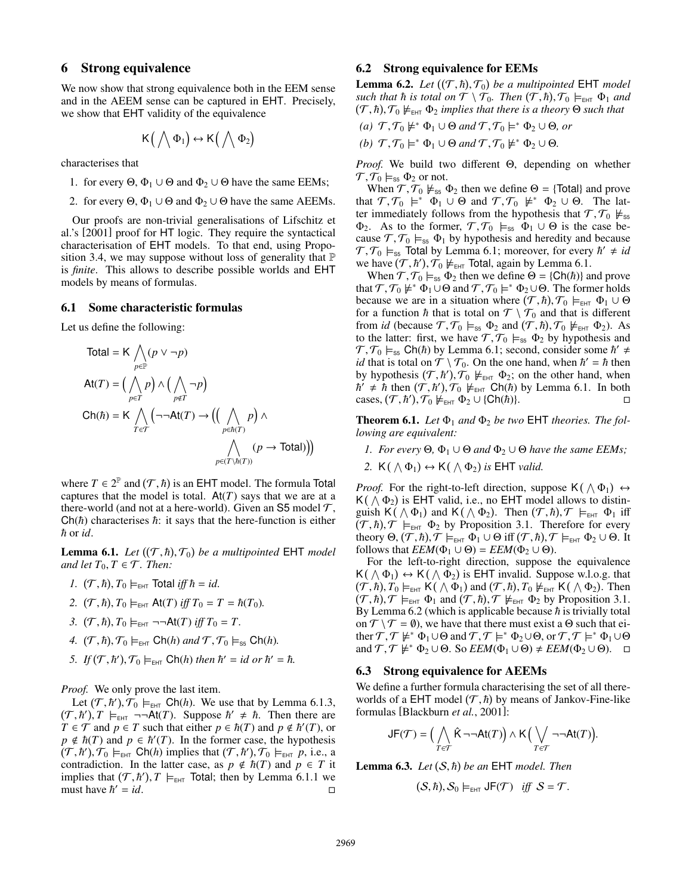## 6 Strong equivalence

We now show that strong equivalence both in the EEM sense and in the AEEM sense can be captured in EHT. Precisely, we show that EHT validity of the equivalence

$$\mathsf{K}\Big( \bigwedge \Phi_1\Big) \leftrightarrow \mathsf{K}\Big( \bigwedge \Phi_2\Big)$$

characterises that

1. for every $\Theta$, $\Phi_1 \cup \Theta$ and $\Phi_2 \cup \Theta$ have the same EEMs;
2. for every $\Theta$, $\Phi_1 \cup \Theta$ and $\Phi_2 \cup \Theta$ have the same AEEMs.

Our proofs are non-trivial generalisations of Lifschitz et al.'s [2001] proof for HT logic. They require the syntactical characterisation of EHT models. To that end, using Proposition 3.4, we may suppose without loss of generality that $\mathbb{P}$ is *finite*. This allows to describe possible worlds and EHT models by means of formulas.

### 6.1 Some characteristic formulas

Let us define the following:

$$\mathsf{Total} = \mathsf{K} \bigwedge_{p \in \mathbb{P}} (p \vee \neg p)$$

$$\mathsf{At}(T) = \Big( \bigwedge_{p \in T} p\Big) \wedge \Big( \bigwedge_{p \notin T} \neg p\Big)$$

$$\mathsf{Ch}(\hbar) = \mathsf{K} \bigwedge_{T \in \mathcal{T}} \Big( \neg\neg \mathsf{At}(T) \rightarrow \Big( \Big( \bigwedge_{p \in \hbar(T)} p\Big) \wedge \bigwedge_{p \in (T \setminus \hbar(T))} (p \rightarrow \mathsf{Total})\Big)\Big)$$

where $T \in 2^{\mathbb{P}}$ and $(\mathcal{T}, \hbar)$ is an EHT model. The formula Total captures that the model is total. $\mathsf{At}(T)$ says that we are at a there-world (and not at a here-world). Given an S5 model $\mathcal{T}$, $\mathsf{Ch}(\hbar)$ characterises $\hbar$: it says that the here-function is either $\hbar$ or *id*.

**Lemma 6.1.** *Let $((\mathcal{T}, \hbar), \mathcal{T}_0)$ be a multipointed* EHT *model and let $T_0, T \in \mathcal{T}$. Then:*

1. $(\mathcal{T}, \hbar), T_0 \models_{\mathsf{EHT}} \mathsf{Total}$ *iff* $\hbar = id$.
2. $(\mathcal{T}, \hbar), T_0 \models_{\mathsf{EHT}} \mathsf{At}(T)$ *iff* $T_0 = T = \hbar(T_0)$.
3. $(\mathcal{T}, \hbar), T_0 \models_{\mathsf{EHT}} \neg\neg\mathsf{At}(T)$ *iff* $T_0 = T$.
4. $(\mathcal{T}, \hbar), \mathcal{T}_0 \models_{\mathsf{EHT}} \mathsf{Ch}(h)$ *and* $\mathcal{T}, \mathcal{T}_0 \models_{\mathsf{S5}} \mathsf{Ch}(h)$.
5. *If* $(\mathcal{T}, \hbar'), \mathcal{T}_0 \models_{\mathsf{EHT}} \mathsf{Ch}(h)$ *then* $\hbar' = id$ *or* $\hbar' = \hbar$.

*Proof.* We only prove the last item.

Let $(\mathcal{T}, \hbar'), \mathcal{T}_0 \models_{\mathsf{EHT}} \mathsf{Ch}(h)$. We use that by Lemma 6.1.3, $(\mathcal{T}, \hbar'), T \models_{\mathsf{EHT}} \neg\neg\mathsf{At}(T)$. Suppose $\hbar' \neq \hbar$. Then there are $T \in \mathcal{T}$ and $p \in T$ such that either $p \in \hbar(T)$ and $p \notin \hbar'(T)$, or $p \notin \hbar(T)$ and $p \in \hbar'(T)$. In the former case, the hypothesis $(\mathcal{T}, \hbar'), \mathcal{T}_0 \models_{\mathsf{EHT}} \mathsf{Ch}(h)$ implies that $(\mathcal{T}, \hbar'), \mathcal{T}_0 \models_{\mathsf{EHT}} p$, i.e., a contradiction. In the latter case, as $p \notin \hbar(T)$ and $p \in T$ it implies that $(\mathcal{T}, \hbar'), T \models_{\mathsf{EHT}} \mathsf{Total}$; then by Lemma 6.1.1 we must have $\hbar' = id$. $\square$

### 6.2 Strong equivalence for EEMs

**Lemma 6.2.** *Let $((\mathcal{T}, \hbar), \mathcal{T}_0)$ be a multipointed* EHT *model such that $\hbar$ is total on $\mathcal{T} \setminus \mathcal{T}_0$. Then $(\mathcal{T}, \hbar), \mathcal{T}_0 \models_{\mathsf{EHT}} \Phi_1$ and $(\mathcal{T}, \hbar), \mathcal{T}_0 \not\models_{\mathsf{EHT}} \Phi_2$ implies that there is a theory $\Theta$ such that*

*(a)* $\mathcal{T}, \mathcal{T}_0 \not\models^* \Phi_1 \cup \Theta$ *and* $\mathcal{T}, \mathcal{T}_0 \models^* \Phi_2 \cup \Theta$, *or*

*(b)* $\mathcal{T}, \mathcal{T}_0 \models^* \Phi_1 \cup \Theta$ *and* $\mathcal{T}, \mathcal{T}_0 \not\models^* \Phi_2 \cup \Theta$.

*Proof.* We build two different $\Theta$, depending on whether $\mathcal{T}, \mathcal{T}_0 \models_{\mathsf{S5}} \Phi_2$ or not.

When $\mathcal{T}, \mathcal{T}_0 \not\models_{\mathsf{S5}} \Phi_2$ then we define $\Theta = \{\mathsf{Total}\}$ and prove that $\mathcal{T}, \mathcal{T}_0 \models^* \Phi_1 \cup \Theta$ and $\mathcal{T}, \mathcal{T}_0 \not\models^* \Phi_2 \cup \Theta$. The latter immediately follows from the hypothesis that $\mathcal{T}, \mathcal{T}_0 \not\models_{\mathsf{S5}} \Phi_2$. As to the former, $\mathcal{T}, \mathcal{T}_0 \models_{\mathsf{S5}} \Phi_1 \cup \Theta$ is the case because $\mathcal{T}, \mathcal{T}_0 \models_{\mathsf{S5}} \Phi_1$ by hypothesis and heredity and because $\mathcal{T}, \mathcal{T}_0 \models_{\mathsf{S5}} \mathsf{Total}$ by Lemma 6.1; moreover, for every $\hbar' \neq id$ we have $(\mathcal{T}, \hbar'), \mathcal{T}_0 \not\models_{\mathsf{EHT}} \mathsf{Total}$, again by Lemma 6.1.

When $\mathcal{T}, \mathcal{T}_0 \models_{\mathsf{S5}} \Phi_2$ then we define $\Theta = \{\mathsf{Ch}(\hbar)\}$ and prove that $\mathcal{T}, \mathcal{T}_0 \not\models^* \Phi_1 \cup \Theta$ and $\mathcal{T}, \mathcal{T}_0 \models^* \Phi_2 \cup \Theta$. The former holds because we are in a situation where $(\mathcal{T}, \hbar), \mathcal{T}_0 \models_{\mathsf{EHT}} \Phi_1 \cup \Theta$ for a function $\hbar$ that is total on $\mathcal{T} \setminus \mathcal{T}_0$ and that is different from *id* (because $\mathcal{T}, \mathcal{T}_0 \models_{\mathsf{S5}} \Phi_2$ and $(\mathcal{T}, \hbar), \mathcal{T}_0 \not\models_{\mathsf{EHT}} \Phi_2$). As to the latter: first, we have $\mathcal{T}, \mathcal{T}_0 \models_{\mathsf{S5}} \Phi_2$ by hypothesis and $\mathcal{T}, \mathcal{T}_0 \models_{\mathsf{S5}} \mathsf{Ch}(\hbar)$ by Lemma 6.1; second, consider some $\hbar' \neq id$ that is total on $\mathcal{T} \setminus \mathcal{T}_0$. On the one hand, when $\hbar' = \hbar$ then by hypothesis $(\mathcal{T}, \hbar'), \mathcal{T}_0 \not\models_{\mathsf{EHT}} \Phi_2$; on the other hand, when $\hbar' \neq \hbar$ then $(\mathcal{T}, \hbar'), \mathcal{T}_0 \not\models_{\mathsf{EHT}} \mathsf{Ch}(\hbar)$ by Lemma 6.1. In both cases, $(\mathcal{T}, \hbar'), \mathcal{T}_0 \not\models_{\mathsf{EHT}} \Phi_2 \cup \{\mathsf{Ch}(\hbar)\}$. $\square$

**Theorem 6.1.** *Let $\Phi_1$ and $\Phi_2$ be two* EHT *theories. The following are equivalent:*

1. *For every $\Theta$, $\Phi_1 \cup \Theta$ and $\Phi_2 \cup \Theta$ have the same EEMs;*
2. $\mathsf{K}( \bigwedge \Phi_1) \leftrightarrow \mathsf{K}( \bigwedge \Phi_2)$ *is* EHT *valid.*

*Proof.* For the right-to-left direction, suppose $\mathsf{K}( \bigwedge \Phi_1) \leftrightarrow \mathsf{K}( \bigwedge \Phi_2)$ is EHT valid, i.e., no EHT model allows to distinguish $\mathsf{K}( \bigwedge \Phi_1)$ and $\mathsf{K}( \bigwedge \Phi_2)$. Then $(\mathcal{T}, \hbar), \mathcal{T} \models_{\mathsf{EHT}} \Phi_1$ iff $(\mathcal{T}, \hbar), \mathcal{T} \models_{\mathsf{EHT}} \Phi_2$ by Proposition 3.1. Therefore for every theory $\Theta$, $(\mathcal{T}, \hbar), \mathcal{T} \models_{\mathsf{EHT}} \Phi_1 \cup \Theta$ iff $(\mathcal{T}, \hbar), \mathcal{T} \models_{\mathsf{EHT}} \Phi_2 \cup \Theta$. It follows that $EEM(\Phi_1 \cup \Theta) = EEM(\Phi_2 \cup \Theta)$.

For the left-to-right direction, suppose the equivalence $\mathsf{K}( \bigwedge \Phi_1) \leftrightarrow \mathsf{K}( \bigwedge \Phi_2)$ is EHT invalid. Suppose w.l.o.g. that $(\mathcal{T}, \hbar), T_0 \models_{\mathsf{EHT}} \mathsf{K}( \bigwedge \Phi_1)$ and $(\mathcal{T}, \hbar), T_0 \not\models_{\mathsf{EHT}} \mathsf{K}( \bigwedge \Phi_2)$. Then $(\mathcal{T}, \hbar), \mathcal{T} \models_{\mathsf{EHT}} \Phi_1$ and $(\mathcal{T}, \hbar), \mathcal{T} \not\models_{\mathsf{EHT}} \Phi_2$ by Proposition 3.1. By Lemma 6.2 (which is applicable because $\hbar$ is trivially total on $\mathcal{T} \setminus \mathcal{T} = \emptyset$), we have that there must exist a $\Theta$ such that either $\mathcal{T}, \mathcal{T} \not\models^* \Phi_1 \cup \Theta$ and $\mathcal{T}, \mathcal{T} \models^* \Phi_2 \cup \Theta$, or $\mathcal{T}, \mathcal{T} \models^* \Phi_1 \cup \Theta$ and $\mathcal{T}, \mathcal{T} \not\models^* \Phi_2 \cup \Theta$. So $EEM(\Phi_1 \cup \Theta) \neq EEM(\Phi_2 \cup \Theta)$. $\square$

### 6.3 Strong equivalence for AEEMs

We define a further formula characterising the set of all there-worlds of a EHT model $(\mathcal{T}, \hbar)$ by means of Jankov-Fine-like formulas [Blackburn *et al.*, 2001]:

$$\mathsf{JF}(\mathcal{T}) = \Big( \bigwedge_{T \in \mathcal{T}} \hat{\mathsf{K}}\, \neg\neg\mathsf{At}(T)\Big) \wedge \mathsf{K}\Big( \bigvee_{T \in \mathcal{T}} \neg\neg\mathsf{At}(T)\Big).$$

**Lemma 6.3.** *Let $(\mathcal{S}, \hbar)$ be an* EHT *model. Then*

$$(\mathcal{S}, \hbar), \mathcal{S}_0 \models_{\mathsf{EHT}} \mathsf{JF}(\mathcal{T}) \quad \textit{iff} \quad \mathcal{S} = \mathcal{T}.$$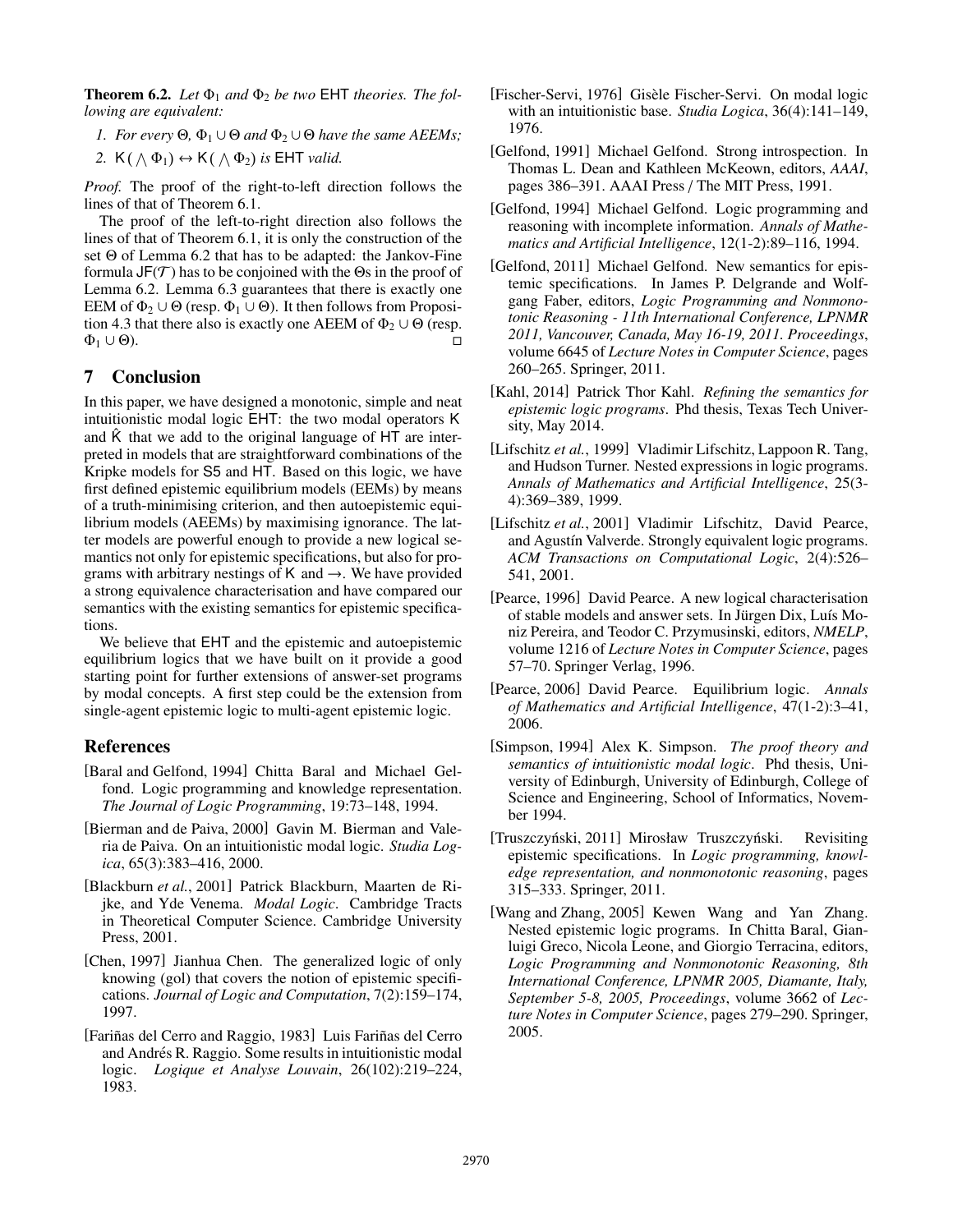**Theorem 6.2.** *Let $\Phi_1$ and $\Phi_2$ be two* EHT *theories. The following are equivalent:*

1. *For every $\Theta$, $\Phi_1 \cup \Theta$ and $\Phi_2 \cup \Theta$ have the same AEEMs;*
2. $\mathsf{K}(\bigwedge \Phi_1) \leftrightarrow \mathsf{K}(\bigwedge \Phi_2)$ *is* EHT *valid.*

*Proof.* The proof of the right-to-left direction follows the lines of that of Theorem 6.1.

The proof of the left-to-right direction also follows the lines of that of Theorem 6.1, it is only the construction of the set $\Theta$ of Lemma 6.2 that has to be adapted: the Jankov-Fine formula $\mathsf{JF}(\mathcal{T})$ has to be conjoined with the $\Theta$s in the proof of Lemma 6.2. Lemma 6.3 guarantees that there is exactly one EEM of $\Phi_2 \cup \Theta$ (resp. $\Phi_1 \cup \Theta$). It then follows from Proposition 4.3 that there also is exactly one AEEM of $\Phi_2 \cup \Theta$ (resp. $\Phi_1 \cup \Theta$). ◻

## 7 Conclusion

In this paper, we have designed a monotonic, simple and neat intuitionistic modal logic EHT: the two modal operators K and $\hat{\mathsf{K}}$ that we add to the original language of HT are interpreted in models that are straightforward combinations of the Kripke models for S5 and HT. Based on this logic, we have first defined epistemic equilibrium models (EEMs) by means of a truth-minimising criterion, and then autoepistemic equilibrium models (AEEMs) by maximising ignorance. The latter models are powerful enough to provide a new logical semantics not only for epistemic specifications, but also for programs with arbitrary nestings of K and $\rightarrow$. We have provided a strong equivalence characterisation and have compared our semantics with the existing semantics for epistemic specifications.

We believe that EHT and the epistemic and autoepistemic equilibrium logics that we have built on it provide a good starting point for further extensions of answer-set programs by modal concepts. A first step could be the extension from single-agent epistemic logic to multi-agent epistemic logic.

## References

[Baral and Gelfond, 1994] Chitta Baral and Michael Gelfond. Logic programming and knowledge representation. *The Journal of Logic Programming*, 19:73–148, 1994.

[Bierman and de Paiva, 2000] Gavin M. Bierman and Valeria de Paiva. On an intuitionistic modal logic. *Studia Logica*, 65(3):383–416, 2000.

[Blackburn *et al.*, 2001] Patrick Blackburn, Maarten de Rijke, and Yde Venema. *Modal Logic*. Cambridge Tracts in Theoretical Computer Science. Cambridge University Press, 2001.

[Chen, 1997] Jianhua Chen. The generalized logic of only knowing (gol) that covers the notion of epistemic specifications. *Journal of Logic and Computation*, 7(2):159–174, 1997.

[Fariñas del Cerro and Raggio, 1983] Luis Fariñas del Cerro and Andrés R. Raggio. Some results in intuitionistic modal logic. *Logique et Analyse Louvain*, 26(102):219–224, 1983.

[Fischer-Servi, 1976] Gisèle Fischer-Servi. On modal logic with an intuitionistic base. *Studia Logica*, 36(4):141–149, 1976.

[Gelfond, 1991] Michael Gelfond. Strong introspection. In Thomas L. Dean and Kathleen McKeown, editors, *AAAI*, pages 386–391. AAAI Press / The MIT Press, 1991.

[Gelfond, 1994] Michael Gelfond. Logic programming and reasoning with incomplete information. *Annals of Mathematics and Artificial Intelligence*, 12(1-2):89–116, 1994.

[Gelfond, 2011] Michael Gelfond. New semantics for epistemic specifications. In James P. Delgrande and Wolfgang Faber, editors, *Logic Programming and Nonmonotonic Reasoning - 11th International Conference, LPNMR 2011, Vancouver, Canada, May 16-19, 2011. Proceedings*, volume 6645 of *Lecture Notes in Computer Science*, pages 260–265. Springer, 2011.

[Kahl, 2014] Patrick Thor Kahl. *Refining the semantics for epistemic logic programs*. Phd thesis, Texas Tech University, May 2014.

[Lifschitz *et al.*, 1999] Vladimir Lifschitz, Lappoon R. Tang, and Hudson Turner. Nested expressions in logic programs. *Annals of Mathematics and Artificial Intelligence*, 25(3-4):369–389, 1999.

[Lifschitz *et al.*, 2001] Vladimir Lifschitz, David Pearce, and Agustín Valverde. Strongly equivalent logic programs. *ACM Transactions on Computational Logic*, 2(4):526–541, 2001.

[Pearce, 1996] David Pearce. A new logical characterisation of stable models and answer sets. In Jürgen Dix, Luís Moniz Pereira, and Teodor C. Przymusinski, editors, *NMELP*, volume 1216 of *Lecture Notes in Computer Science*, pages 57–70. Springer Verlag, 1996.

[Pearce, 2006] David Pearce. Equilibrium logic. *Annals of Mathematics and Artificial Intelligence*, 47(1-2):3–41, 2006.

[Simpson, 1994] Alex K. Simpson. *The proof theory and semantics of intuitionistic modal logic*. Phd thesis, University of Edinburgh, University of Edinburgh, College of Science and Engineering, School of Informatics, November 1994.

[Truszczyński, 2011] Mirosław Truszczyński. Revisiting epistemic specifications. In *Logic programming, knowledge representation, and nonmonotonic reasoning*, pages 315–333. Springer, 2011.

[Wang and Zhang, 2005] Kewen Wang and Yan Zhang. Nested epistemic logic programs. In Chitta Baral, Gianluigi Greco, Nicola Leone, and Giorgio Terracina, editors, *Logic Programming and Nonmonotonic Reasoning, 8th International Conference, LPNMR 2005, Diamante, Italy, September 5-8, 2005, Proceedings*, volume 3662 of *Lecture Notes in Computer Science*, pages 279–290. Springer, 2005.